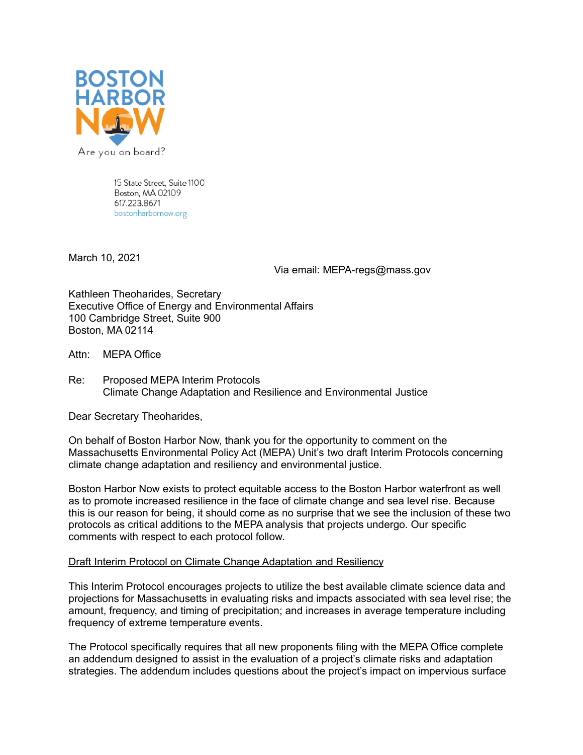BOSTON HARBOR NOW

Are you on board?

15 State Street, Suite 1100
Boston, MA 02109
617.223.8671
bostonharbornow.org

March 10, 2021

Via email: MEPA-regs@mass.gov

Kathleen Theoharides, Secretary
Executive Office of Energy and Environmental Affairs
100 Cambridge Street, Suite 900
Boston, MA 02114

Attn: MEPA Office

Re: Proposed MEPA Interim Protocols
Climate Change Adaptation and Resilience and Environmental Justice

Dear Secretary Theoharides,

On behalf of Boston Harbor Now, thank you for the opportunity to comment on the Massachusetts Environmental Policy Act (MEPA) Unit's two draft Interim Protocols concerning climate change adaptation and resiliency and environmental justice.

Boston Harbor Now exists to protect equitable access to the Boston Harbor waterfront as well as to promote increased resilience in the face of climate change and sea level rise. Because this is our reason for being, it should come as no surprise that we see the inclusion of these two protocols as critical additions to the MEPA analysis that projects undergo. Our specific comments with respect to each protocol follow.

<u>Draft Interim Protocol on Climate Change Adaptation and Resiliency</u>

This Interim Protocol encourages projects to utilize the best available climate science data and projections for Massachusetts in evaluating risks and impacts associated with sea level rise; the amount, frequency, and timing of precipitation; and increases in average temperature including frequency of extreme temperature events.

The Protocol specifically requires that all new proponents filing with the MEPA Office complete an addendum designed to assist in the evaluation of a project's climate risks and adaptation strategies. The addendum includes questions about the project's impact on impervious surface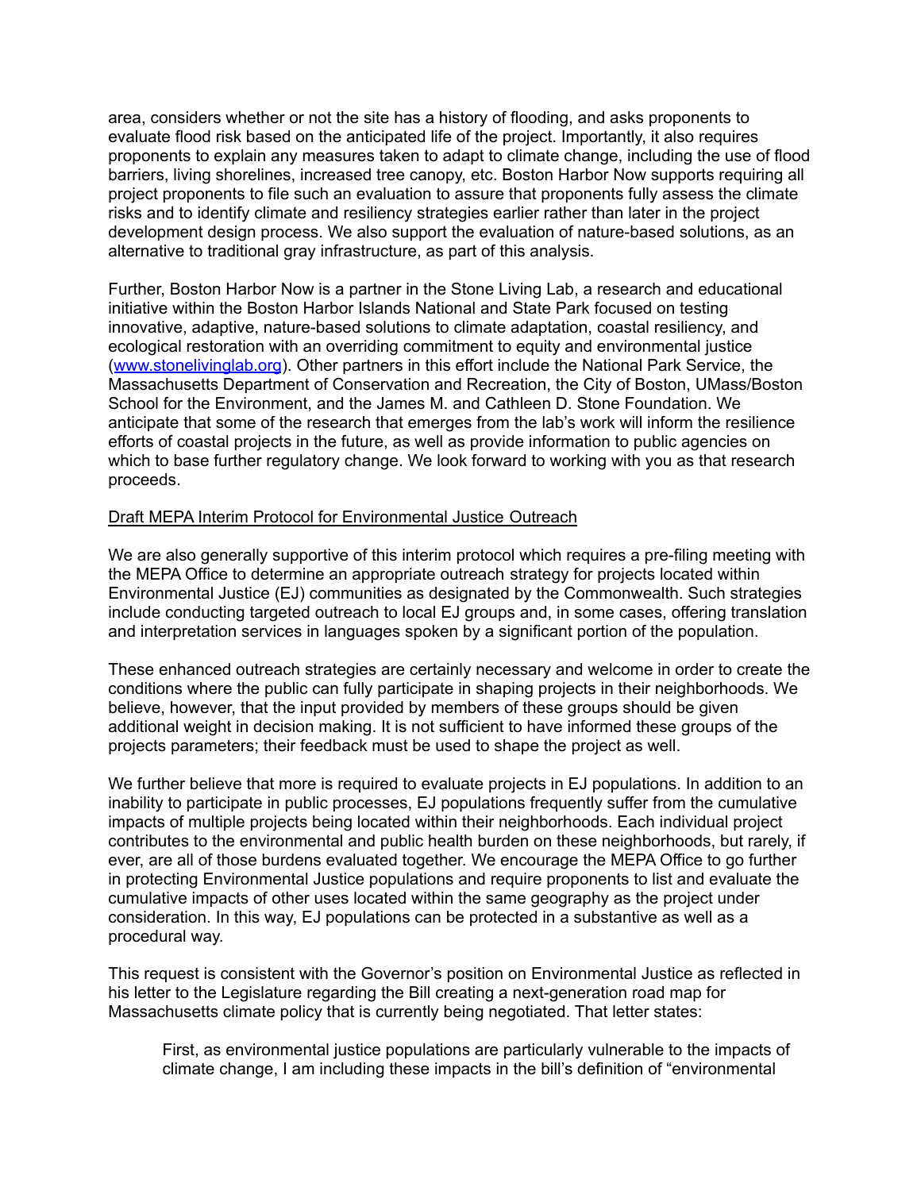area, considers whether or not the site has a history of flooding, and asks proponents to evaluate flood risk based on the anticipated life of the project. Importantly, it also requires proponents to explain any measures taken to adapt to climate change, including the use of flood barriers, living shorelines, increased tree canopy, etc. Boston Harbor Now supports requiring all project proponents to file such an evaluation to assure that proponents fully assess the climate risks and to identify climate and resiliency strategies earlier rather than later in the project development design process. We also support the evaluation of nature-based solutions, as an alternative to traditional gray infrastructure, as part of this analysis.

Further, Boston Harbor Now is a partner in the Stone Living Lab, a research and educational initiative within the Boston Harbor Islands National and State Park focused on testing innovative, adaptive, nature-based solutions to climate adaptation, coastal resiliency, and ecological restoration with an overriding commitment to equity and environmental justice ([www.stonelivinglab.org](http://www.stonelivinglab.org)). Other partners in this effort include the National Park Service, the Massachusetts Department of Conservation and Recreation, the City of Boston, UMass/Boston School for the Environment, and the James M. and Cathleen D. Stone Foundation. We anticipate that some of the research that emerges from the lab's work will inform the resilience efforts of coastal projects in the future, as well as provide information to public agencies on which to base further regulatory change. We look forward to working with you as that research proceeds.

<u>Draft MEPA Interim Protocol for Environmental Justice Outreach</u>

We are also generally supportive of this interim protocol which requires a pre-filing meeting with the MEPA Office to determine an appropriate outreach strategy for projects located within Environmental Justice (EJ) communities as designated by the Commonwealth. Such strategies include conducting targeted outreach to local EJ groups and, in some cases, offering translation and interpretation services in languages spoken by a significant portion of the population.

These enhanced outreach strategies are certainly necessary and welcome in order to create the conditions where the public can fully participate in shaping projects in their neighborhoods. We believe, however, that the input provided by members of these groups should be given additional weight in decision making. It is not sufficient to have informed these groups of the projects parameters; their feedback must be used to shape the project as well.

We further believe that more is required to evaluate projects in EJ populations. In addition to an inability to participate in public processes, EJ populations frequently suffer from the cumulative impacts of multiple projects being located within their neighborhoods. Each individual project contributes to the environmental and public health burden on these neighborhoods, but rarely, if ever, are all of those burdens evaluated together. We encourage the MEPA Office to go further in protecting Environmental Justice populations and require proponents to list and evaluate the cumulative impacts of other uses located within the same geography as the project under consideration. In this way, EJ populations can be protected in a substantive as well as a procedural way.

This request is consistent with the Governor's position on Environmental Justice as reflected in his letter to the Legislature regarding the Bill creating a next-generation road map for Massachusetts climate policy that is currently being negotiated. That letter states:

> First, as environmental justice populations are particularly vulnerable to the impacts of climate change, I am including these impacts in the bill's definition of "environmental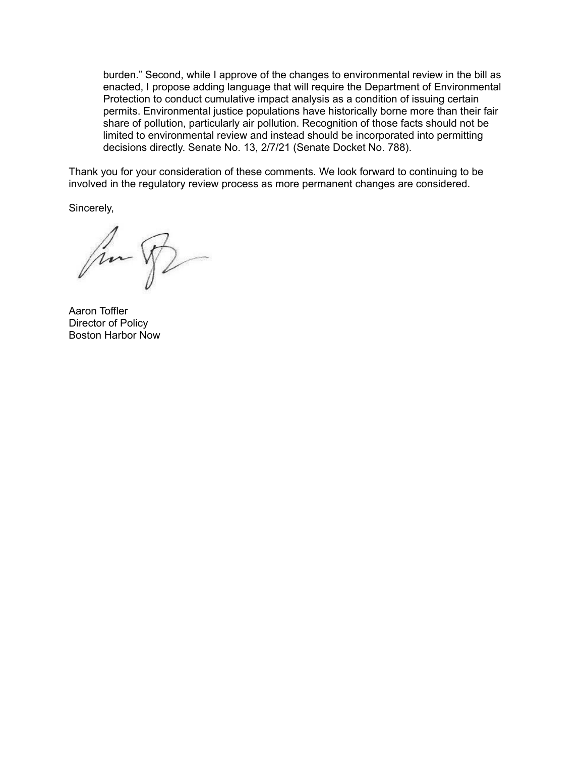burden." Second, while I approve of the changes to environmental review in the bill as enacted, I propose adding language that will require the Department of Environmental Protection to conduct cumulative impact analysis as a condition of issuing certain permits. Environmental justice populations have historically borne more than their fair share of pollution, particularly air pollution. Recognition of those facts should not be limited to environmental review and instead should be incorporated into permitting decisions directly. Senate No. 13, 2/7/21 (Senate Docket No. 788).

Thank you for your consideration of these comments. We look forward to continuing to be involved in the regulatory review process as more permanent changes are considered.

Sincerely,

Aaron Toffler
Director of Policy
Boston Harbor Now